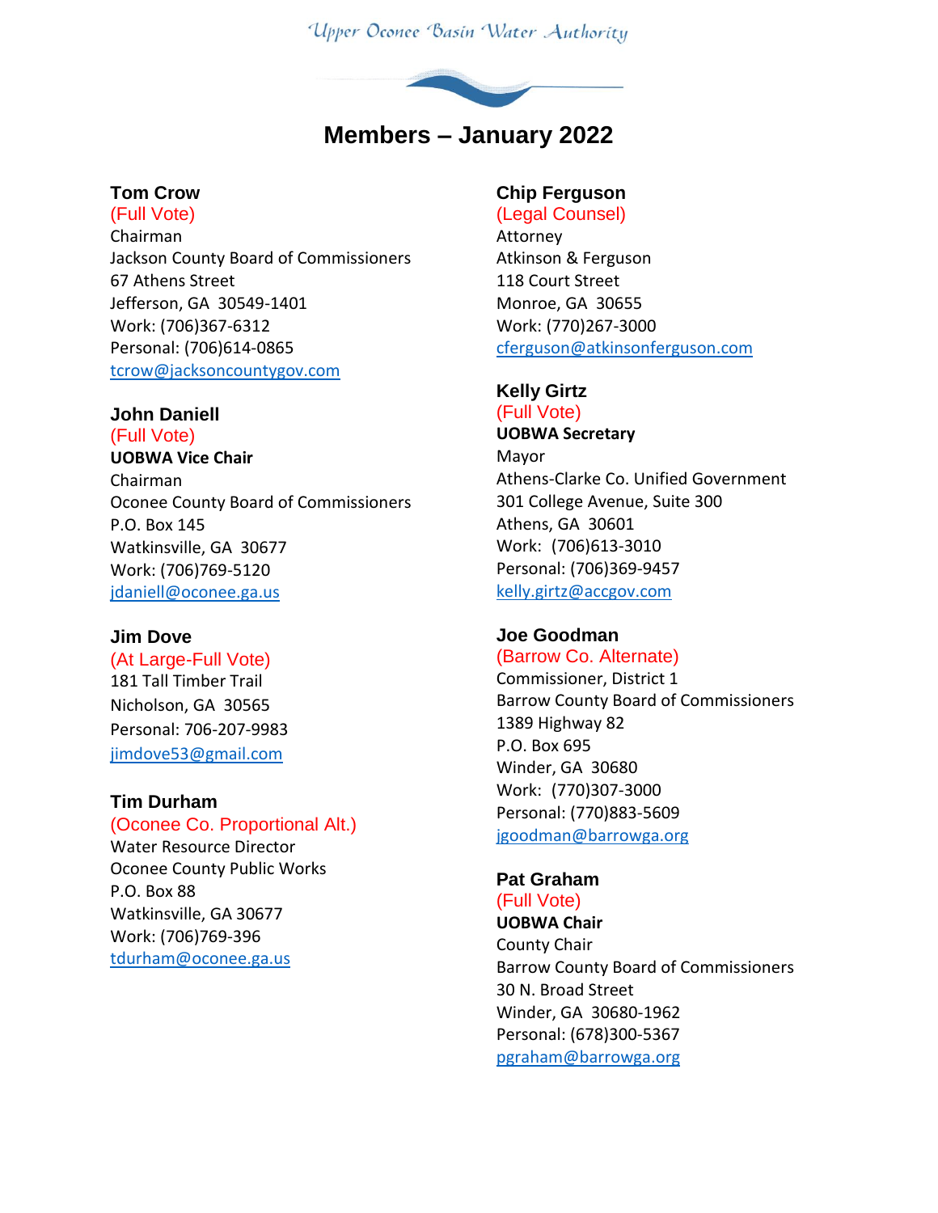Upper Oconee Basin Water Authority

# Members – January 2022

**Tom Crow**
(Full Vote)
Chairman
Jackson County Board of Commissioners
67 Athens Street
Jefferson, GA 30549-1401
Work: (706)367-6312
Personal: (706)614-0865
tcrow@jacksoncountygov.com

**John Daniell**
(Full Vote)
**UOBWA Vice Chair**
Chairman
Oconee County Board of Commissioners
P.O. Box 145
Watkinsville, GA 30677
Work: (706)769-5120
jdaniell@oconee.ga.us

**Jim Dove**
(At Large-Full Vote)
181 Tall Timber Trail
Nicholson, GA 30565
Personal: 706-207-9983
jimdove53@gmail.com

**Tim Durham**
(Oconee Co. Proportional Alt.)
Water Resource Director
Oconee County Public Works
P.O. Box 88
Watkinsville, GA 30677
Work: (706)769-396
tdurham@oconee.ga.us

**Chip Ferguson**
(Legal Counsel)
Attorney
Atkinson & Ferguson
118 Court Street
Monroe, GA 30655
Work: (770)267-3000
cferguson@atkinsonferguson.com

**Kelly Girtz**
(Full Vote)
**UOBWA Secretary**
Mayor
Athens-Clarke Co. Unified Government
301 College Avenue, Suite 300
Athens, GA 30601
Work: (706)613-3010
Personal: (706)369-9457
kelly.girtz@accgov.com

**Joe Goodman**
(Barrow Co. Alternate)
Commissioner, District 1
Barrow County Board of Commissioners
1389 Highway 82
P.O. Box 695
Winder, GA 30680
Work: (770)307-3000
Personal: (770)883-5609
jgoodman@barrowga.org

**Pat Graham**
(Full Vote)
**UOBWA Chair**
County Chair
Barrow County Board of Commissioners
30 N. Broad Street
Winder, GA 30680-1962
Personal: (678)300-5367
pgraham@barrowga.org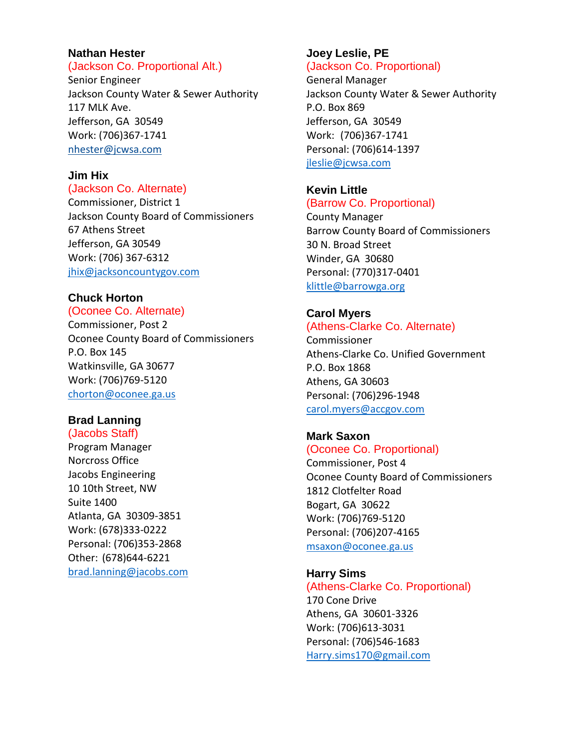**Nathan Hester**
(Jackson Co. Proportional Alt.)
Senior Engineer
Jackson County Water & Sewer Authority
117 MLK Ave.
Jefferson, GA 30549
Work: (706)367-1741
nhester@jcwsa.com

**Jim Hix**
(Jackson Co. Alternate)
Commissioner, District 1
Jackson County Board of Commissioners
67 Athens Street
Jefferson, GA 30549
Work: (706) 367-6312
jhix@jacksoncountygov.com

**Chuck Horton**
(Oconee Co. Alternate)
Commissioner, Post 2
Oconee County Board of Commissioners
P.O. Box 145
Watkinsville, GA 30677
Work: (706)769-5120
chorton@oconee.ga.us

**Brad Lanning**
(Jacobs Staff)
Program Manager
Norcross Office
Jacobs Engineering
10 10th Street, NW
Suite 1400
Atlanta, GA 30309-3851
Work: (678)333-0222
Personal: (706)353-2868
Other: (678)644-6221
brad.lanning@jacobs.com

**Joey Leslie, PE**
(Jackson Co. Proportional)
General Manager
Jackson County Water & Sewer Authority
P.O. Box 869
Jefferson, GA 30549
Work: (706)367-1741
Personal: (706)614-1397
jleslie@jcwsa.com

**Kevin Little**
(Barrow Co. Proportional)
County Manager
Barrow County Board of Commissioners
30 N. Broad Street
Winder, GA 30680
Personal: (770)317-0401
klittle@barrowga.org

**Carol Myers**
(Athens-Clarke Co. Alternate)
Commissioner
Athens-Clarke Co. Unified Government
P.O. Box 1868
Athens, GA 30603
Personal: (706)296-1948
carol.myers@accgov.com

**Mark Saxon**
(Oconee Co. Proportional)
Commissioner, Post 4
Oconee County Board of Commissioners
1812 Clotfelter Road
Bogart, GA 30622
Work: (706)769-5120
Personal: (706)207-4165
msaxon@oconee.ga.us

**Harry Sims**
(Athens-Clarke Co. Proportional)
170 Cone Drive
Athens, GA 30601-3326
Work: (706)613-3031
Personal: (706)546-1683
Harry.sims170@gmail.com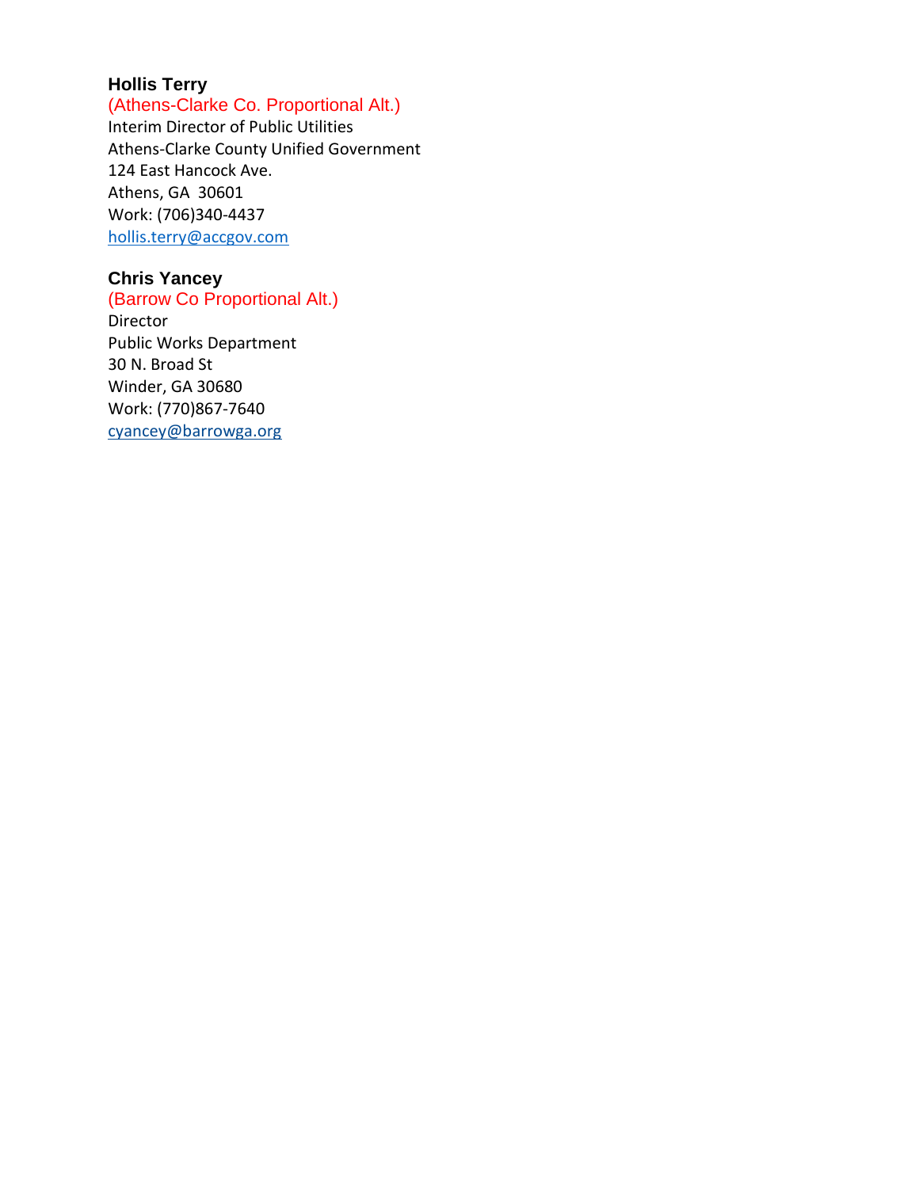**Hollis Terry**
(Athens-Clarke Co. Proportional Alt.)
Interim Director of Public Utilities
Athens-Clarke County Unified Government
124 East Hancock Ave.
Athens, GA 30601
Work: (706)340-4437
hollis.terry@accgov.com

**Chris Yancey**
(Barrow Co Proportional Alt.)
Director
Public Works Department
30 N. Broad St
Winder, GA 30680
Work: (770)867-7640
cyancey@barrowga.org